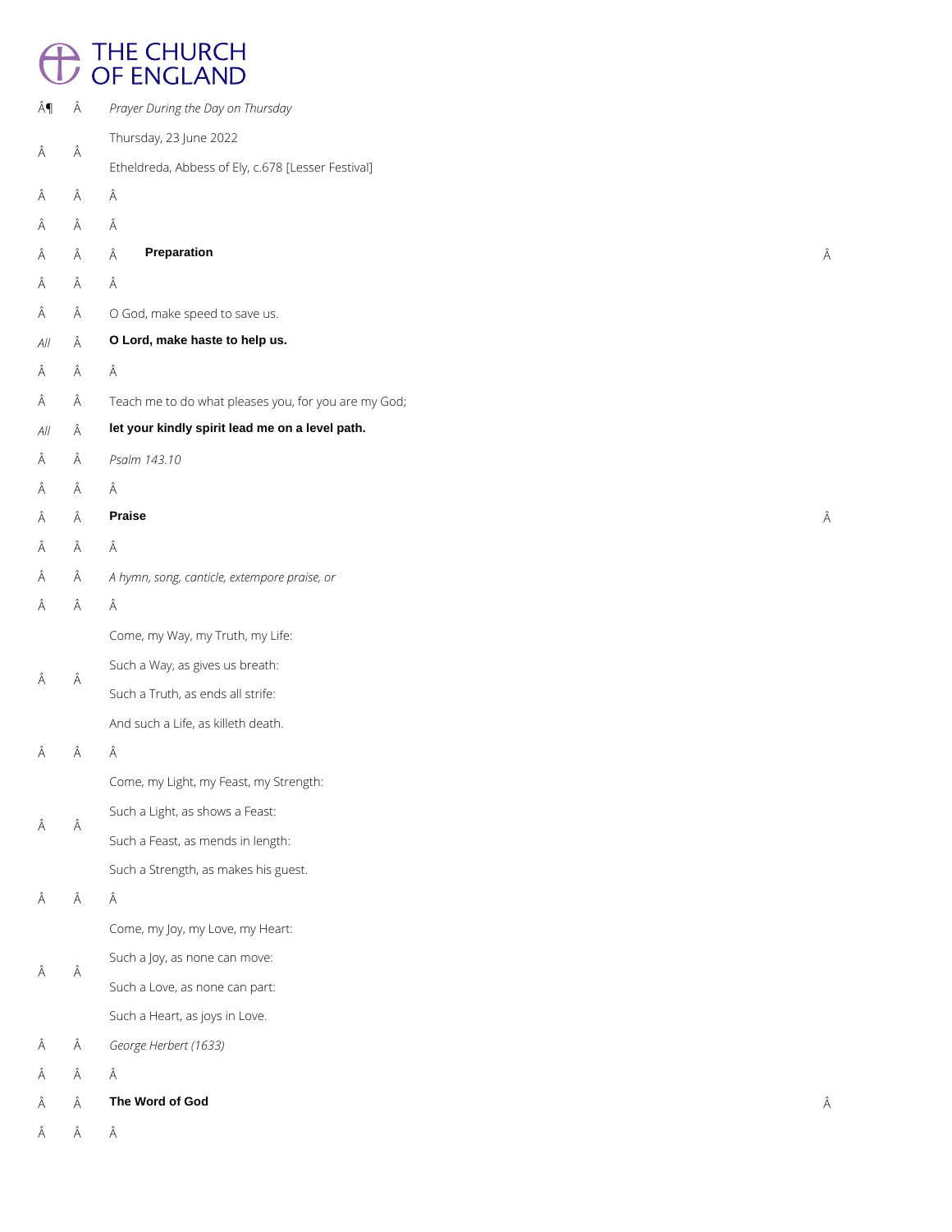# THE CHURCH OF ENGLAND

*Prayer During the Day on Thursday*

Thursday, 23 June 2022

Etheldreda, Abbess of Ely, c.678 [Lesser Festival]

## Preparation

O God, make speed to save us.

*All* **O Lord, make haste to help us.**

Teach me to do what pleases you, for you are my God;

*All* **let your kindly spirit lead me on a level path.**

*Psalm 143.10*

## Praise

*A hymn, song, canticle, extempore praise, or*

Come, my Way, my Truth, my Life:
Such a Way, as gives us breath:
Such a Truth, as ends all strife:
And such a Life, as killeth death.

Come, my Light, my Feast, my Strength:
Such a Light, as shows a Feast:
Such a Feast, as mends in length:
Such a Strength, as makes his guest.

Come, my Joy, my Love, my Heart:
Such a Joy, as none can move:
Such a Love, as none can part:
Such a Heart, as joys in Love.

*George Herbert (1633)*

## The Word of God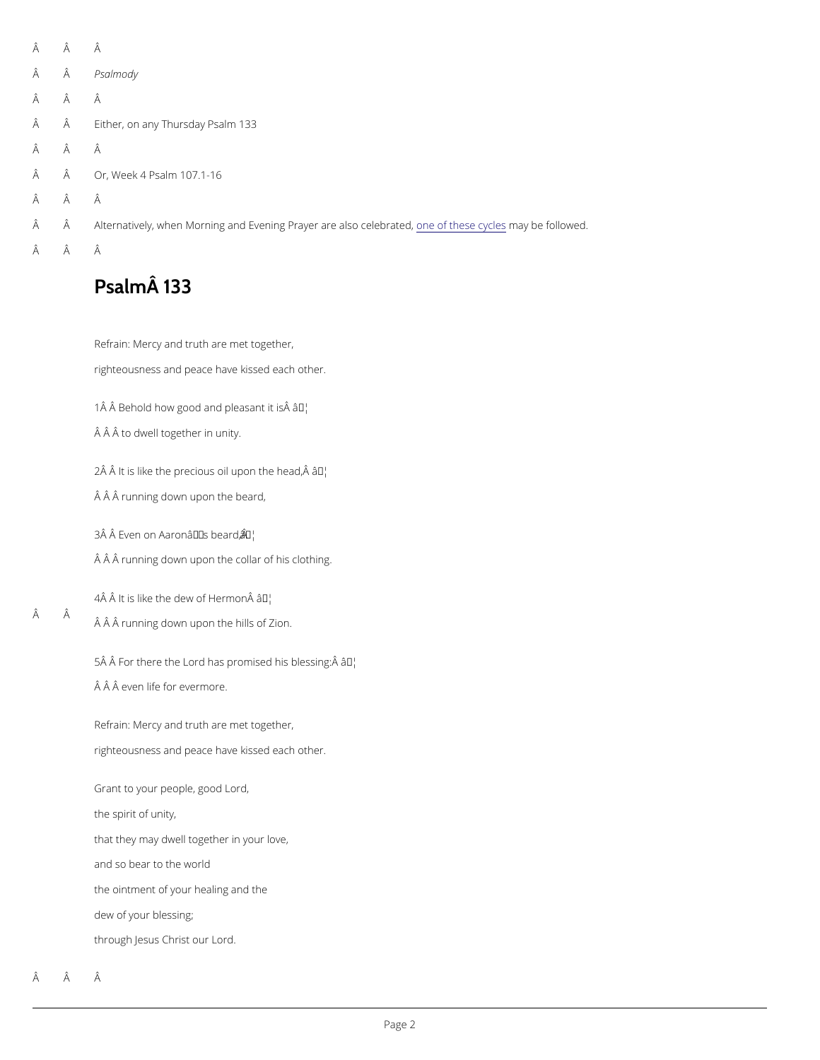*Psalmody*

Either, on any Thursday Psalm 133

Or, Week 4 Psalm 107.1-16

Alternatively, when Morning and Evening Prayer are also celebrated, one of these cycles may be followed.

## Psalm 133

Refrain: Mercy and truth are met together,

righteousness and peace have kissed each other.

1 Behold how good and pleasant it is …

to dwell together in unity.

2 It is like the precious oil upon the head, …

running down upon the beard,

3 Even on Aaron's beard, …

running down upon the collar of his clothing.

4 It is like the dew of Hermon …

running down upon the hills of Zion.

5 For there the Lord has promised his blessing: …

even life for evermore.

Refrain: Mercy and truth are met together,

righteousness and peace have kissed each other.

Grant to your people, good Lord,

the spirit of unity,

that they may dwell together in your love,

and so bear to the world

the ointment of your healing and the

dew of your blessing;

through Jesus Christ our Lord.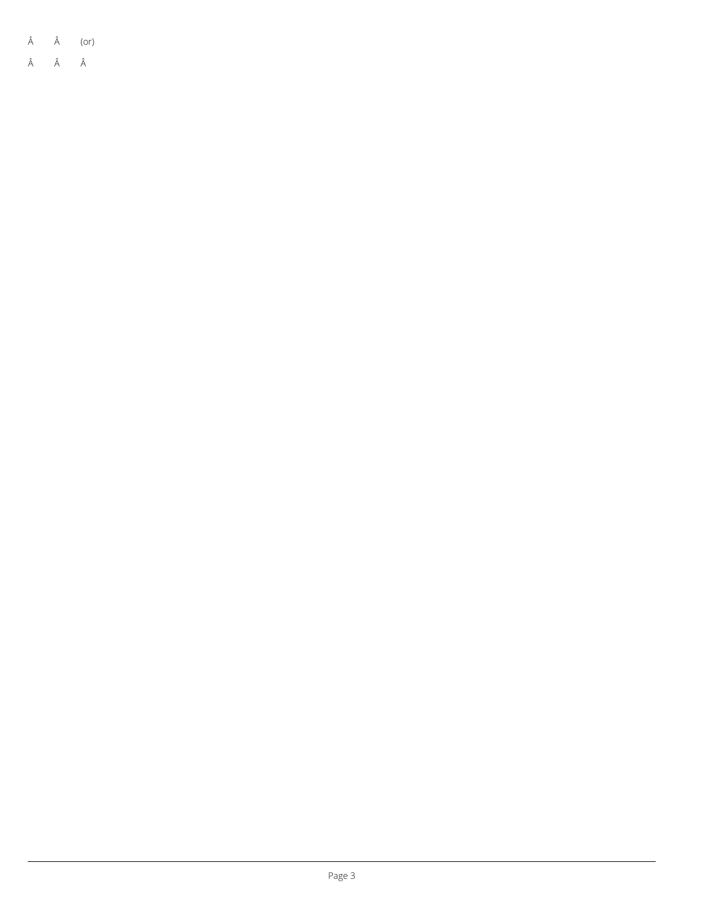Â Â (or)

Â Â Â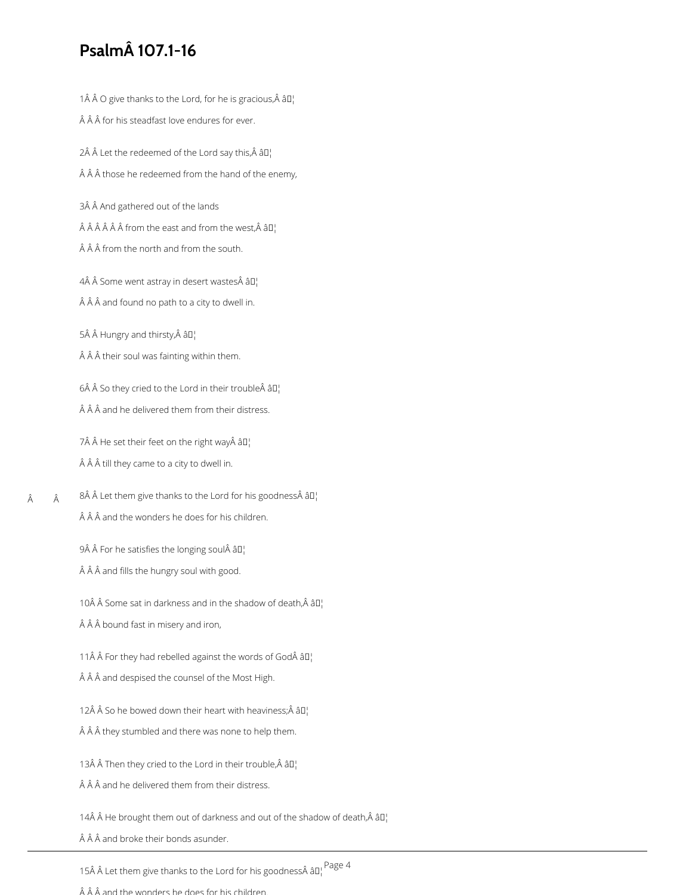# Psalm 107.1-16

1 O give thanks to the Lord, for he is gracious, â¦
for his steadfast love endures for ever.

2 Let the redeemed of the Lord say this, â¦
those he redeemed from the hand of the enemy,

3 And gathered out of the lands
from the east and from the west, â¦
from the north and from the south.

4 Some went astray in desert wastes â¦
and found no path to a city to dwell in.

5 Hungry and thirsty, â¦
their soul was fainting within them.

6 So they cried to the Lord in their trouble â¦
and he delivered them from their distress.

7 He set their feet on the right way â¦
till they came to a city to dwell in.

8 Let them give thanks to the Lord for his goodness â¦
and the wonders he does for his children.

9 For he satisfies the longing soul â¦
and fills the hungry soul with good.

10 Some sat in darkness and in the shadow of death, â¦
bound fast in misery and iron,

11 For they had rebelled against the words of God â¦
and despised the counsel of the Most High.

12 So he bowed down their heart with heaviness; â¦
they stumbled and there was none to help them.

13 Then they cried to the Lord in their trouble, â¦
and he delivered them from their distress.

14 He brought them out of darkness and out of the shadow of death, â¦
and broke their bonds asunder.

15 Let them give thanks to the Lord for his goodness â¦
and the wonders he does for his children.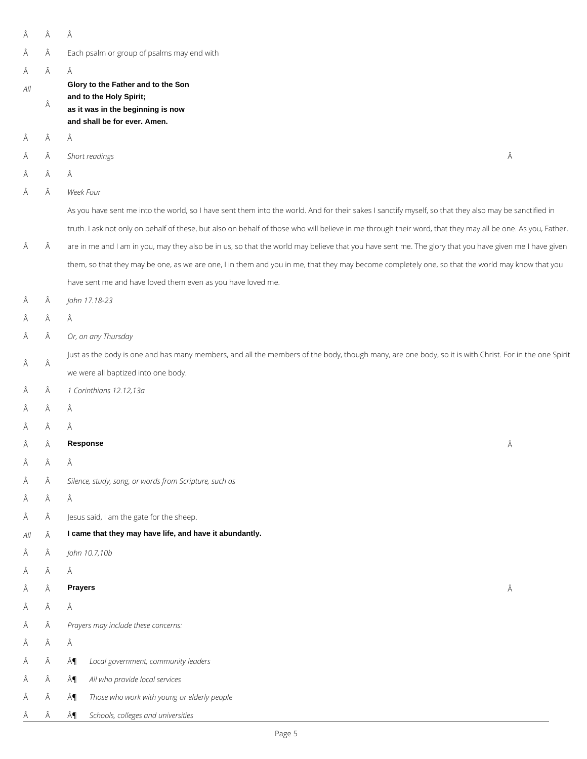Each psalm or group of psalms may end with

*All* **Glory to the Father and to the Son**
**and to the Holy Spirit;**
**as it was in the beginning is now**
**and shall be for ever. Amen.**

*Short readings*

*Week Four*

As you have sent me into the world, so I have sent them into the world. And for their sakes I sanctify myself, so that they also may be sanctified in truth. I ask not only on behalf of these, but also on behalf of those who will believe in me through their word, that they may all be one. As you, Father, are in me and I am in you, may they also be in us, so that the world may believe that you have sent me. The glory that you have given me I have given them, so that they may be one, as we are one, I in them and you in me, that they may become completely one, so that the world may know that you have sent me and have loved them even as you have loved me.

*John 17.18-23*

*Or, on any Thursday*

Just as the body is one and has many members, and all the members of the body, though many, are one body, so it is with Christ. For in the one Spirit we were all baptized into one body.

*1 Corinthians 12.12,13a*

**Response**

*Silence, study, song, or words from Scripture, such as*

Jesus said, I am the gate for the sheep.

*All* **I came that they may have life, and have it abundantly.**

*John 10.7,10b*

**Prayers**

*Prayers may include these concerns:*

- *Local government, community leaders*
- *All who provide local services*
- *Those who work with young or elderly people*
- *Schools, colleges and universities*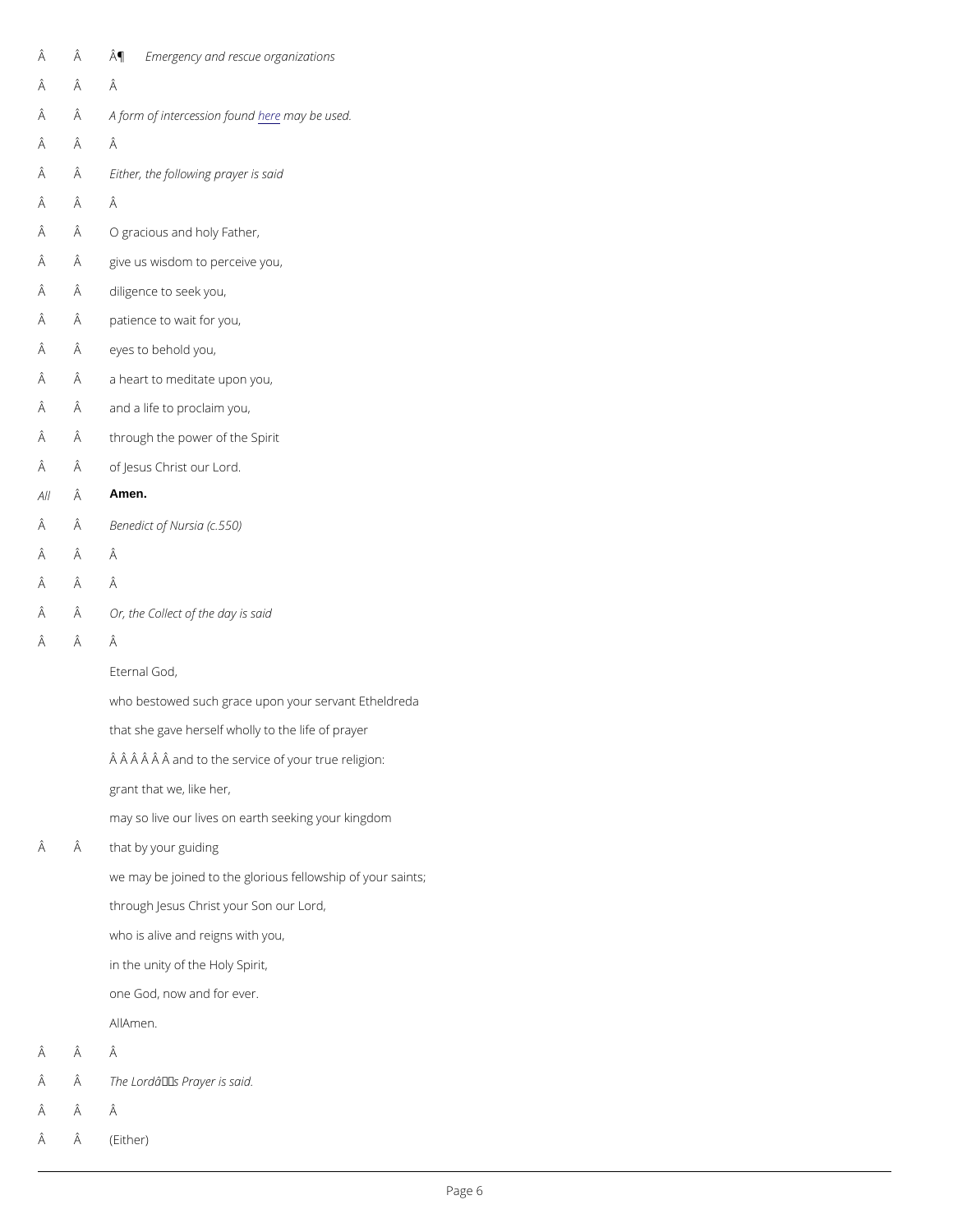¶ *Emergency and rescue organizations*

*A form of intercession found here may be used.*

*Either, the following prayer is said*

O gracious and holy Father,
give us wisdom to perceive you,
diligence to seek you,
patience to wait for you,
eyes to behold you,
a heart to meditate upon you,
and a life to proclaim you,
through the power of the Spirit
of Jesus Christ our Lord.

*All* **Amen.**

*Benedict of Nursia (c.550)*

*Or, the Collect of the day is said*

Eternal God,
who bestowed such grace upon your servant Etheldreda
that she gave herself wholly to the life of prayer
and to the service of your true religion:
grant that we, like her,
may so live our lives on earth seeking your kingdom
that by your guiding
we may be joined to the glorious fellowship of your saints;
through Jesus Christ your Son our Lord,
who is alive and reigns with you,
in the unity of the Holy Spirit,
one God, now and for ever.
AllAmen.

*The Lord’s Prayer is said.*

(Either)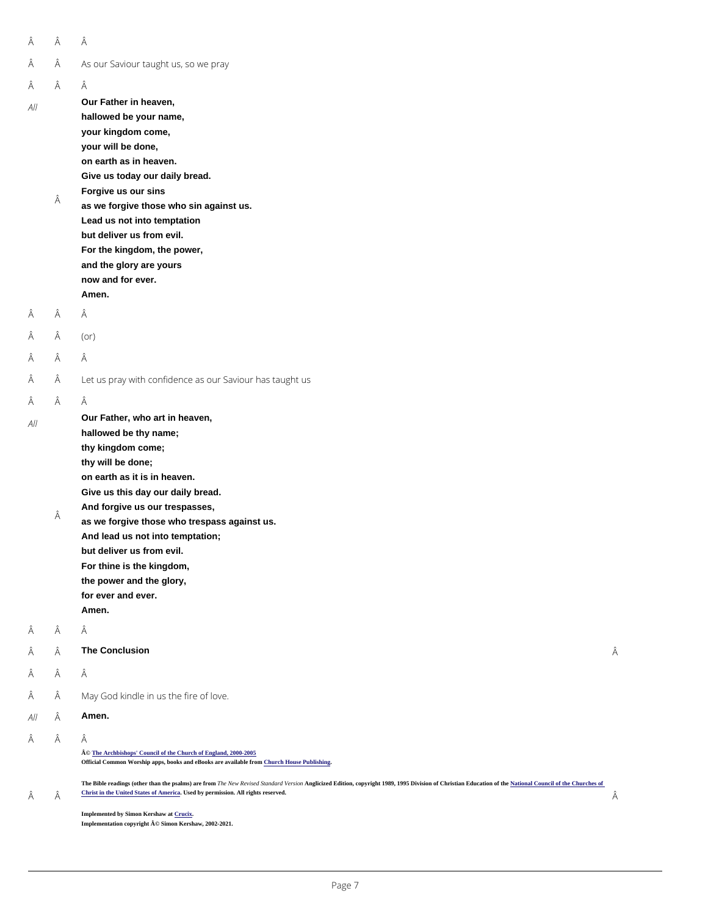As our Saviour taught us, so we pray

*All* **Our Father in heaven,**
**hallowed be your name,**
**your kingdom come,**
**your will be done,**
**on earth as in heaven.**
**Give us today our daily bread.**
**Forgive us our sins**
**as we forgive those who sin against us.**
**Lead us not into temptation**
**but deliver us from evil.**
**For the kingdom, the power,**
**and the glory are yours**
**now and for ever.**
**Amen.**

(or)

Let us pray with confidence as our Saviour has taught us

*All* **Our Father, who art in heaven,**
**hallowed be thy name;**
**thy kingdom come;**
**thy will be done;**
**on earth as it is in heaven.**
**Give us this day our daily bread.**
**And forgive us our trespasses,**
**as we forgive those who trespass against us.**
**And lead us not into temptation;**
**but deliver us from evil.**
**For thine is the kingdom,**
**the power and the glory,**
**for ever and ever.**
**Amen.**

## The Conclusion

May God kindle in us the fire of love.

*All* **Amen.**

**© The Archbishops' Council of the Church of England, 2000-2005**
**Official Common Worship apps, books and eBooks are available from Church House Publishing.**

**The Bible readings (other than the psalms) are from** *The New Revised Standard Version* **Anglicized Edition, copyright 1989, 1995 Division of Christian Education of the National Council of the Churches of Christ in the United States of America. Used by permission. All rights reserved.**

**Implemented by Simon Kershaw at Crucix.**
**Implementation copyright © Simon Kershaw, 2002-2021.**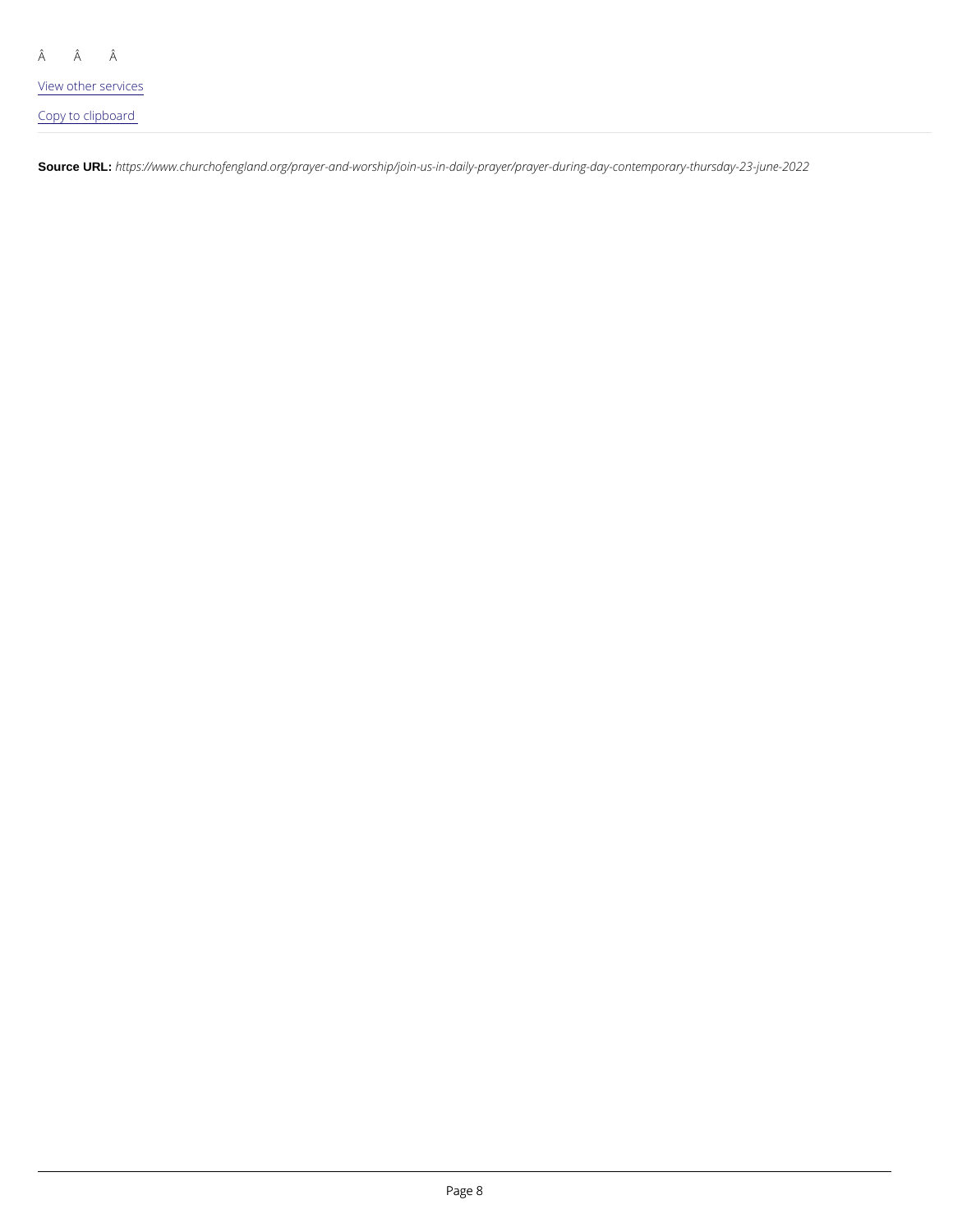Â Â Â

View other services

Copy to clipboard

---

**Source URL:** *https://www.churchofengland.org/prayer-and-worship/join-us-in-daily-prayer/prayer-during-day-contemporary-thursday-23-june-2022*